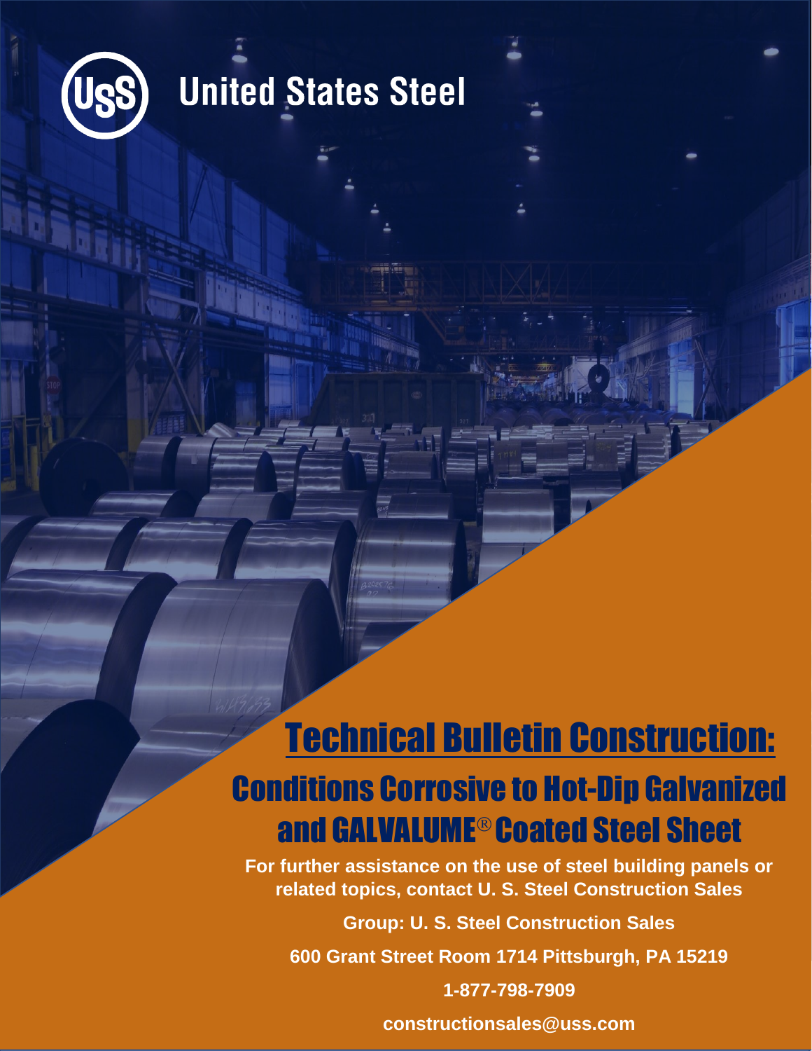United States Steel

# Technical Bulletin Construction:

## Conditions Corrosive to Hot-Dip Galvanized and GALVALUME® Coated Steel Sheet

**For further assistance on the use of steel building panels or related topics, contact U. S. Steel Construction Sales**

**Group: U. S. Steel Construction Sales**

**600 Grant Street Room 1714 Pittsburgh, PA 15219**

**1-877-798-7909**

**constructionsales@uss.com**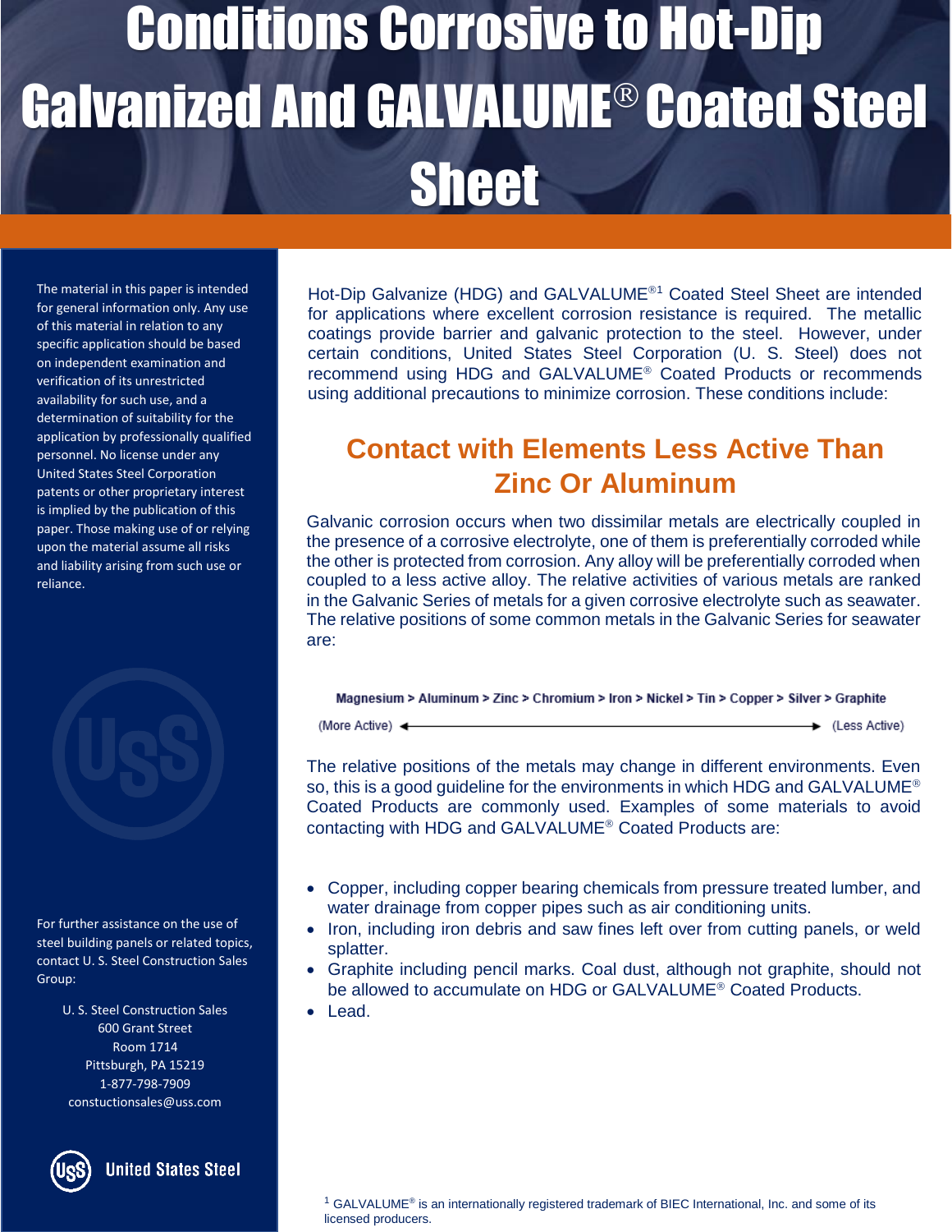# Conditions Corrosive to Hot-Dip Galvanized And GALVALUME® Coated Steel Sheet

The material in this paper is intended for general information only. Any use of this material in relation to any specific application should be based on independent examination and verification of its unrestricted availability for such use, and a determination of suitability for the application by professionally qualified personnel. No license under any United States Steel Corporation patents or other proprietary interest is implied by the publication of this paper. Those making use of or relying upon the material assume all risks and liability arising from such use or reliance.

For further assistance on the use of steel building panels or related topics, contact U. S. Steel Construction Sales Group:

U. S. Steel Construction Sales
600 Grant Street
Room 1714
Pittsburgh, PA 15219
1-877-798-7909
constuctionsales@uss.com

Hot-Dip Galvanize (HDG) and GALVALUME®[1] Coated Steel Sheet are intended for applications where excellent corrosion resistance is required. The metallic coatings provide barrier and galvanic protection to the steel. However, under certain conditions, United States Steel Corporation (U. S. Steel) does not recommend using HDG and GALVALUME® Coated Products or recommends using additional precautions to minimize corrosion. These conditions include:

## Contact with Elements Less Active Than Zinc Or Aluminum

Galvanic corrosion occurs when two dissimilar metals are electrically coupled in the presence of a corrosive electrolyte, one of them is preferentially corroded while the other is protected from corrosion. Any alloy will be preferentially corroded when coupled to a less active alloy. The relative activities of various metals are ranked in the Galvanic Series of metals for a given corrosive electrolyte such as seawater. The relative positions of some common metals in the Galvanic Series for seawater are:

**Magnesium > Aluminum > Zinc > Chromium > Iron > Nickel > Tin > Copper > Silver > Graphite**

(More Active) ⟵⟶ (Less Active)

The relative positions of the metals may change in different environments. Even so, this is a good guideline for the environments in which HDG and GALVALUME® Coated Products are commonly used. Examples of some materials to avoid contacting with HDG and GALVALUME® Coated Products are:

- Copper, including copper bearing chemicals from pressure treated lumber, and water drainage from copper pipes such as air conditioning units.
- Iron, including iron debris and saw fines left over from cutting panels, or weld splatter.
- Graphite including pencil marks. Coal dust, although not graphite, should not be allowed to accumulate on HDG or GALVALUME® Coated Products.
- Lead.

[1] GALVALUME® is an internationally registered trademark of BIEC International, Inc. and some of its licensed producers.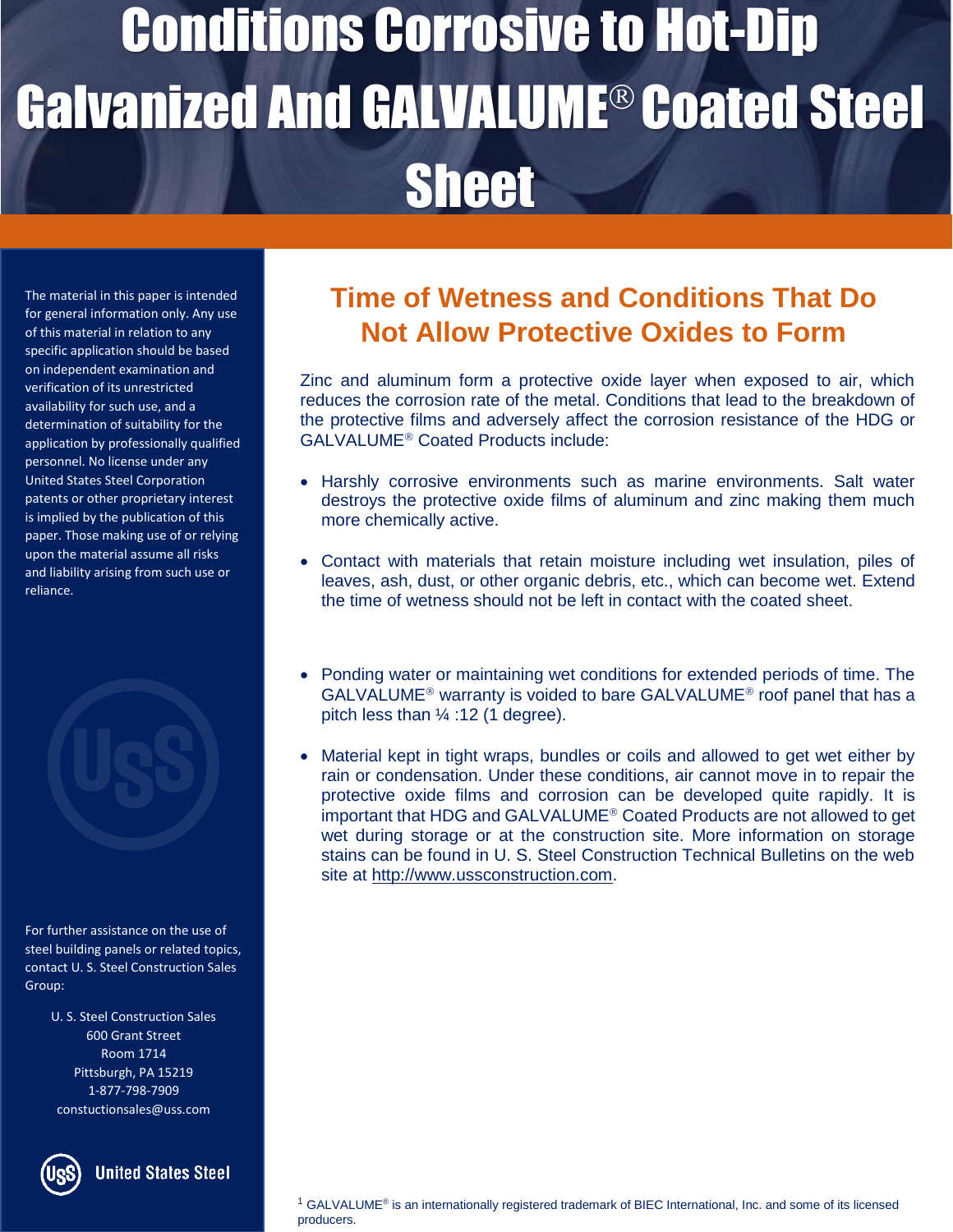# Conditions Corrosive to Hot-Dip Galvanized And GALVALUME® Coated Steel Sheet

The material in this paper is intended for general information only. Any use of this material in relation to any specific application should be based on independent examination and verification of its unrestricted availability for such use, and a determination of suitability for the application by professionally qualified personnel. No license under any United States Steel Corporation patents or other proprietary interest is implied by the publication of this paper. Those making use of or relying upon the material assume all risks and liability arising from such use or reliance.

## Time of Wetness and Conditions That Do Not Allow Protective Oxides to Form

Zinc and aluminum form a protective oxide layer when exposed to air, which reduces the corrosion rate of the metal. Conditions that lead to the breakdown of the protective films and adversely affect the corrosion resistance of the HDG or GALVALUME® Coated Products include:

- Harshly corrosive environments such as marine environments. Salt water destroys the protective oxide films of aluminum and zinc making them much more chemically active.
- Contact with materials that retain moisture including wet insulation, piles of leaves, ash, dust, or other organic debris, etc., which can become wet. Extend the time of wetness should not be left in contact with the coated sheet.
- Ponding water or maintaining wet conditions for extended periods of time. The GALVALUME® warranty is voided to bare GALVALUME® roof panel that has a pitch less than ¼ :12 (1 degree).
- Material kept in tight wraps, bundles or coils and allowed to get wet either by rain or condensation. Under these conditions, air cannot move in to repair the protective oxide films and corrosion can be developed quite rapidly. It is important that HDG and GALVALUME® Coated Products are not allowed to get wet during storage or at the construction site. More information on storage stains can be found in U. S. Steel Construction Technical Bulletins on the web site at http://www.ussconstruction.com.

For further assistance on the use of steel building panels or related topics, contact U. S. Steel Construction Sales Group:

U. S. Steel Construction Sales
600 Grant Street
Room 1714
Pittsburgh, PA 15219
1-877-798-7909
constuctionsales@uss.com

United States Steel

[1] GALVALUME® is an internationally registered trademark of BIEC International, Inc. and some of its licensed producers.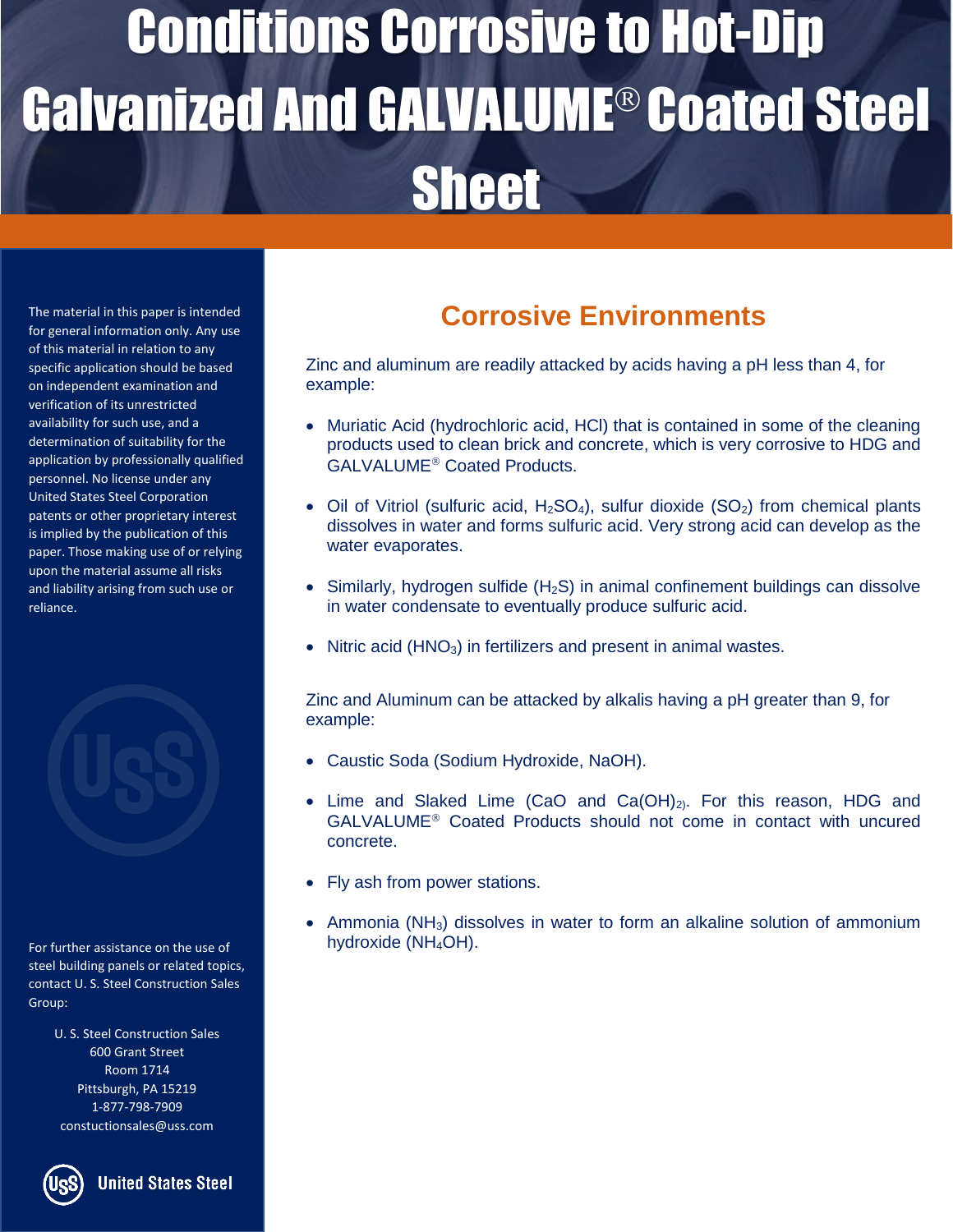# Conditions Corrosive to Hot-Dip Galvanized And GALVALUME® Coated Steel Sheet

The material in this paper is intended for general information only. Any use of this material in relation to any specific application should be based on independent examination and verification of its unrestricted availability for such use, and a determination of suitability for the application by professionally qualified personnel. No license under any United States Steel Corporation patents or other proprietary interest is implied by the publication of this paper. Those making use of or relying upon the material assume all risks and liability arising from such use or reliance.

## Corrosive Environments

Zinc and aluminum are readily attacked by acids having a pH less than 4, for example:

- Muriatic Acid (hydrochloric acid, HCl) that is contained in some of the cleaning products used to clean brick and concrete, which is very corrosive to HDG and GALVALUME® Coated Products.
- Oil of Vitriol (sulfuric acid, $H_2SO_4$), sulfur dioxide ($SO_2$) from chemical plants dissolves in water and forms sulfuric acid. Very strong acid can develop as the water evaporates.
- Similarly, hydrogen sulfide ($H_2S$) in animal confinement buildings can dissolve in water condensate to eventually produce sulfuric acid.
- Nitric acid ($HNO_3$) in fertilizers and present in animal wastes.

Zinc and Aluminum can be attacked by alkalis having a pH greater than 9, for example:

- Caustic Soda (Sodium Hydroxide, NaOH).
- Lime and Slaked Lime (CaO and $Ca(OH)_2$). For this reason, HDG and GALVALUME® Coated Products should not come in contact with uncured concrete.
- Fly ash from power stations.
- Ammonia ($NH_3$) dissolves in water to form an alkaline solution of ammonium hydroxide ($NH_4OH$).

For further assistance on the use of steel building panels or related topics, contact U. S. Steel Construction Sales Group:

U. S. Steel Construction Sales
600 Grant Street
Room 1714
Pittsburgh, PA 15219
1-877-798-7909
constuctionsales@uss.com

United States Steel